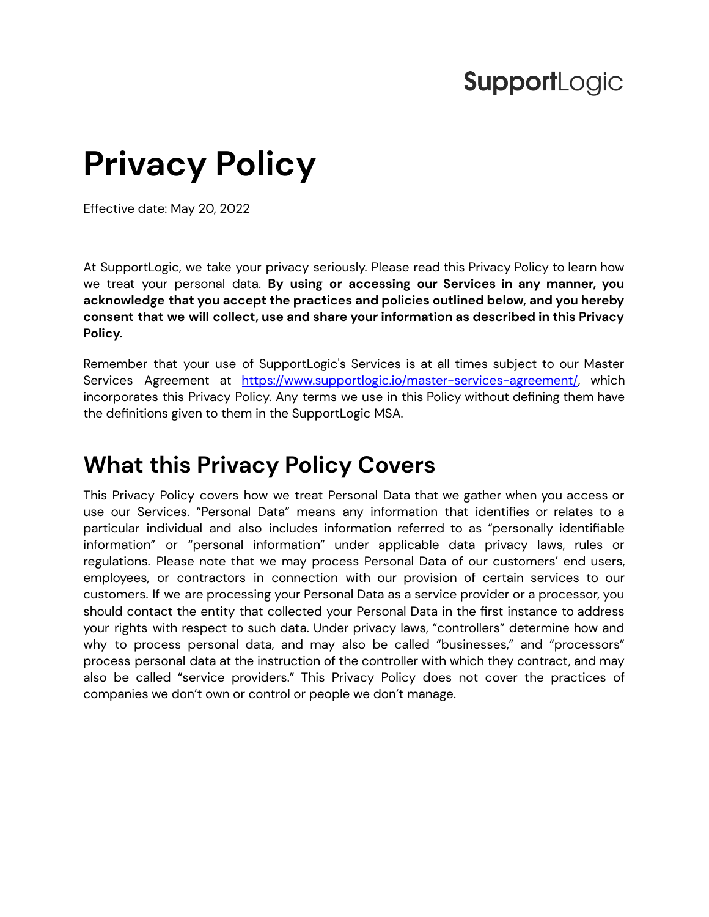SupportLogic

# Privacy Policy

Effective date: May 20, 2022

At SupportLogic, we take your privacy seriously. Please read this Privacy Policy to learn how we treat your personal data. **By using or accessing our Services in any manner, you acknowledge that you accept the practices and policies outlined below, and you hereby consent that we will collect, use and share your information as described in this Privacy Policy.**

Remember that your use of SupportLogic's Services is at all times subject to our Master Services Agreement at [https://www.supportlogic.io/master-services-agreement/](https://www.supportlogic.io/master-services-agreement/), which incorporates this Privacy Policy. Any terms we use in this Policy without defining them have the definitions given to them in the SupportLogic MSA.

## What this Privacy Policy Covers

This Privacy Policy covers how we treat Personal Data that we gather when you access or use our Services. "Personal Data" means any information that identifies or relates to a particular individual and also includes information referred to as "personally identifiable information" or "personal information" under applicable data privacy laws, rules or regulations. Please note that we may process Personal Data of our customers' end users, employees, or contractors in connection with our provision of certain services to our customers. If we are processing your Personal Data as a service provider or a processor, you should contact the entity that collected your Personal Data in the first instance to address your rights with respect to such data. Under privacy laws, "controllers" determine how and why to process personal data, and may also be called "businesses," and "processors" process personal data at the instruction of the controller with which they contract, and may also be called "service providers." This Privacy Policy does not cover the practices of companies we don't own or control or people we don't manage.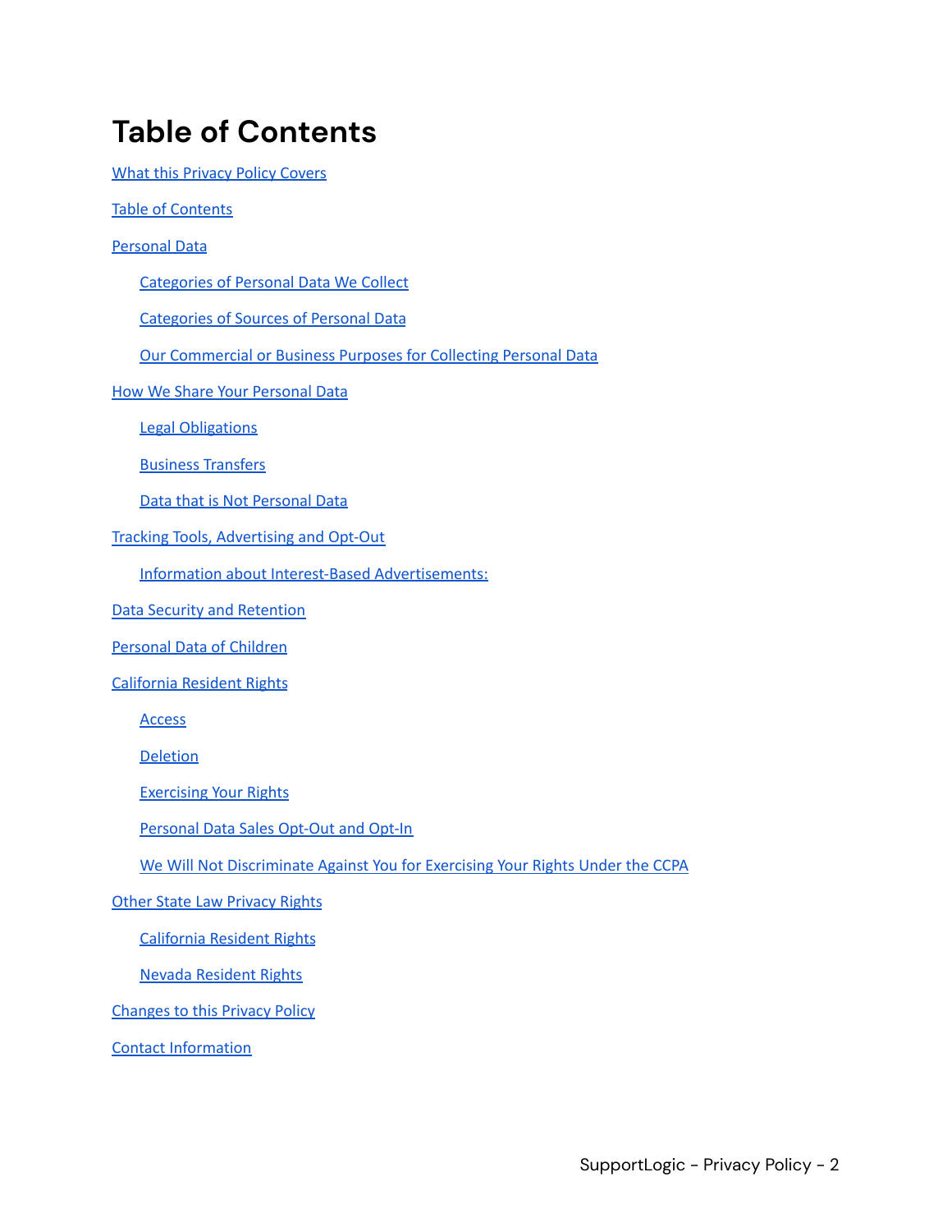# Table of Contents

[What this Privacy Policy Covers](#)

[Table of Contents](#)

[Personal Data](#)

- [Categories of Personal Data We Collect](#)
- [Categories of Sources of Personal Data](#)
- [Our Commercial or Business Purposes for Collecting Personal Data](#)

[How We Share Your Personal Data](#)

- [Legal Obligations](#)
- [Business Transfers](#)
- [Data that is Not Personal Data](#)

[Tracking Tools, Advertising and Opt-Out](#)

- [Information about Interest-Based Advertisements:](#)

[Data Security and Retention](#)

[Personal Data of Children](#)

[California Resident Rights](#)

- [Access](#)
- [Deletion](#)
- [Exercising Your Rights](#)
- [Personal Data Sales Opt-Out and Opt-In](#)
- [We Will Not Discriminate Against You for Exercising Your Rights Under the CCPA](#)

[Other State Law Privacy Rights](#)

- [California Resident Rights](#)
- [Nevada Resident Rights](#)

[Changes to this Privacy Policy](#)

[Contact Information](#)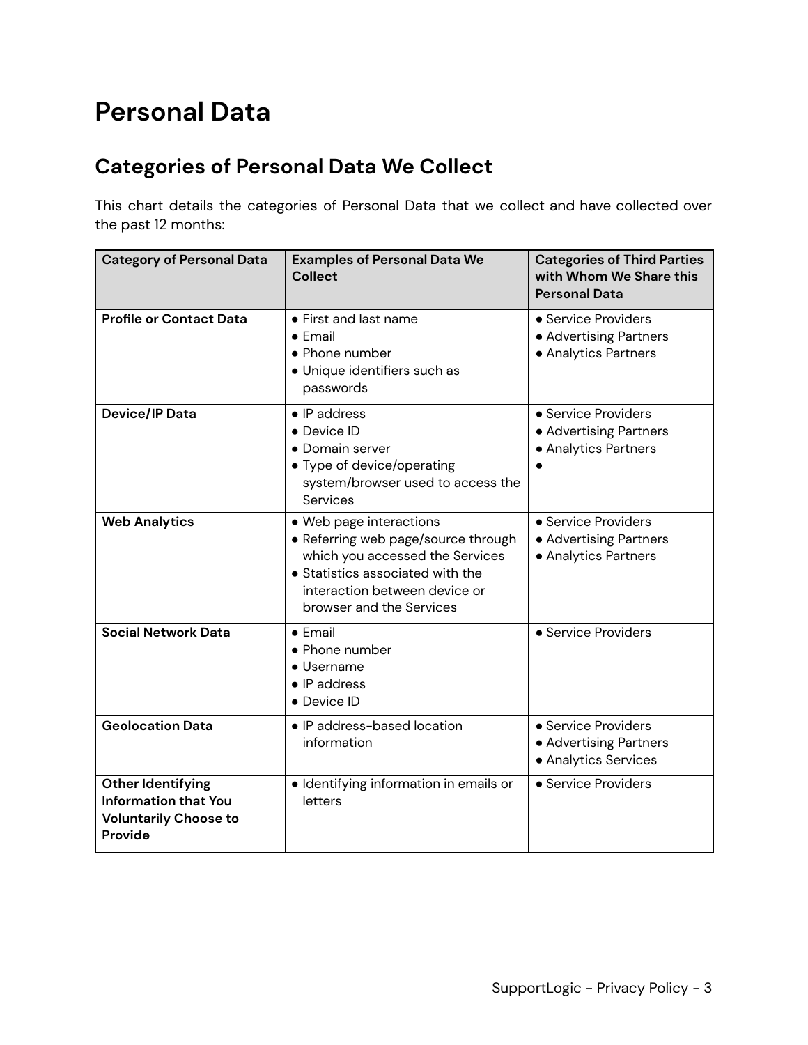# Personal Data

## Categories of Personal Data We Collect

This chart details the categories of Personal Data that we collect and have collected over the past 12 months:

| Category of Personal Data | Examples of Personal Data We Collect | Categories of Third Parties with Whom We Share this Personal Data |
|---|---|---|
| **Profile or Contact Data** | • First and last name<br>• Email<br>• Phone number<br>• Unique identifiers such as passwords | • Service Providers<br>• Advertising Partners<br>• Analytics Partners |
| **Device/IP Data** | • IP address<br>• Device ID<br>• Domain server<br>• Type of device/operating system/browser used to access the Services | • Service Providers<br>• Advertising Partners<br>• Analytics Partners<br>• |
| **Web Analytics** | • Web page interactions<br>• Referring web page/source through which you accessed the Services<br>• Statistics associated with the interaction between device or browser and the Services | • Service Providers<br>• Advertising Partners<br>• Analytics Partners |
| **Social Network Data** | • Email<br>• Phone number<br>• Username<br>• IP address<br>• Device ID | • Service Providers |
| **Geolocation Data** | • IP address-based location information | • Service Providers<br>• Advertising Partners<br>• Analytics Services |
| **Other Identifying Information that You Voluntarily Choose to Provide** | • Identifying information in emails or letters | • Service Providers |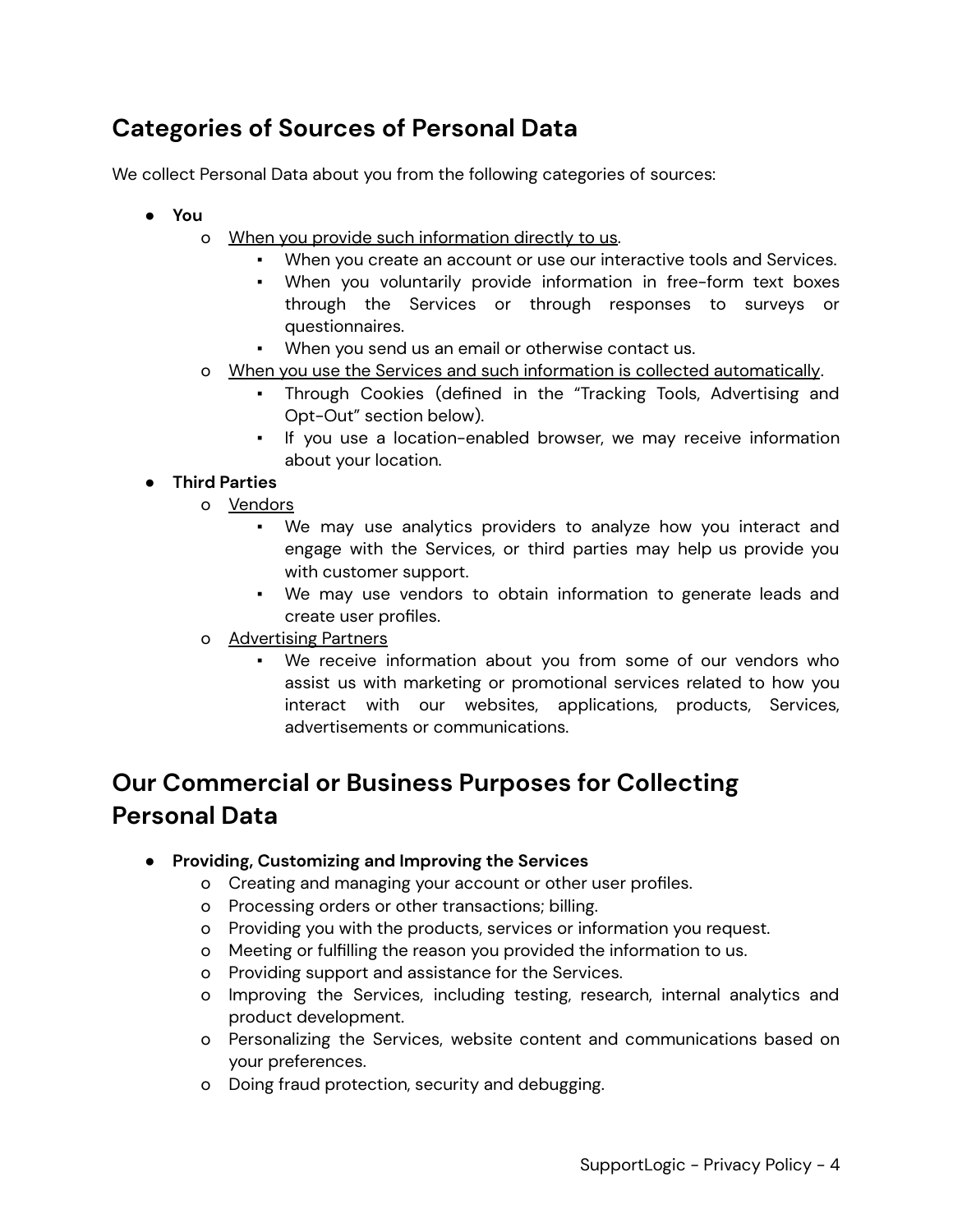## Categories of Sources of Personal Data

We collect Personal Data about you from the following categories of sources:

- **You**
  - When you provide such information directly to us.
    - When you create an account or use our interactive tools and Services.
    - When you voluntarily provide information in free-form text boxes through the Services or through responses to surveys or questionnaires.
    - When you send us an email or otherwise contact us.
  - When you use the Services and such information is collected automatically.
    - Through Cookies (defined in the "Tracking Tools, Advertising and Opt-Out" section below).
    - If you use a location-enabled browser, we may receive information about your location.
- **Third Parties**
  - Vendors
    - We may use analytics providers to analyze how you interact and engage with the Services, or third parties may help us provide you with customer support.
    - We may use vendors to obtain information to generate leads and create user profiles.
  - Advertising Partners
    - We receive information about you from some of our vendors who assist us with marketing or promotional services related to how you interact with our websites, applications, products, Services, advertisements or communications.

## Our Commercial or Business Purposes for Collecting Personal Data

- **Providing, Customizing and Improving the Services**
  - Creating and managing your account or other user profiles.
  - Processing orders or other transactions; billing.
  - Providing you with the products, services or information you request.
  - Meeting or fulfilling the reason you provided the information to us.
  - Providing support and assistance for the Services.
  - Improving the Services, including testing, research, internal analytics and product development.
  - Personalizing the Services, website content and communications based on your preferences.
  - Doing fraud protection, security and debugging.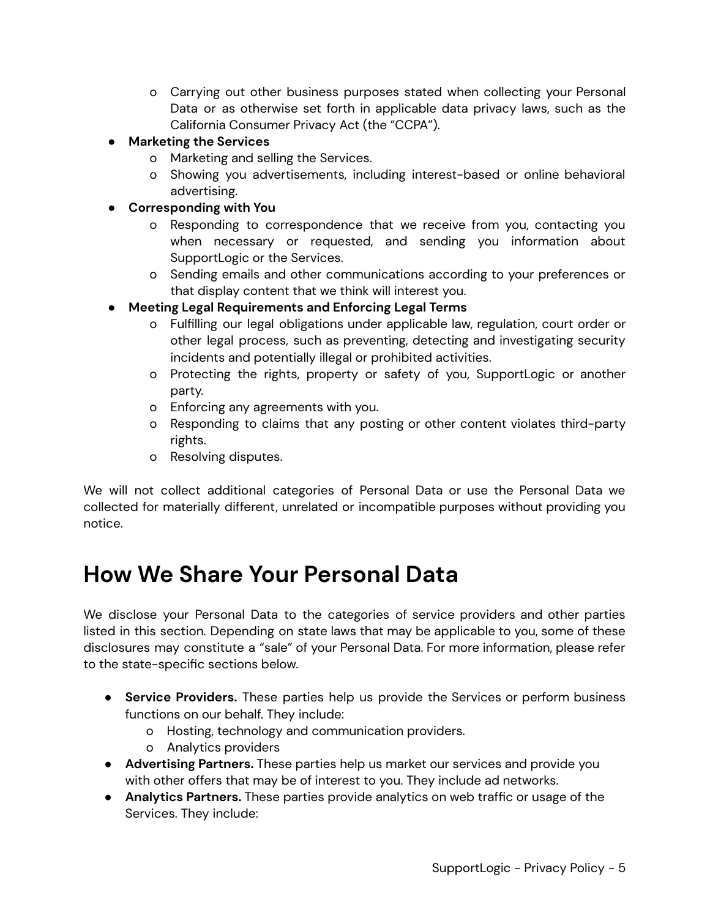- Carrying out other business purposes stated when collecting your Personal Data or as otherwise set forth in applicable data privacy laws, such as the California Consumer Privacy Act (the "CCPA").

- **Marketing the Services**
  - Marketing and selling the Services.
  - Showing you advertisements, including interest-based or online behavioral advertising.
- **Corresponding with You**
  - Responding to correspondence that we receive from you, contacting you when necessary or requested, and sending you information about SupportLogic or the Services.
  - Sending emails and other communications according to your preferences or that display content that we think will interest you.
- **Meeting Legal Requirements and Enforcing Legal Terms**
  - Fulfilling our legal obligations under applicable law, regulation, court order or other legal process, such as preventing, detecting and investigating security incidents and potentially illegal or prohibited activities.
  - Protecting the rights, property or safety of you, SupportLogic or another party.
  - Enforcing any agreements with you.
  - Responding to claims that any posting or other content violates third-party rights.
  - Resolving disputes.

We will not collect additional categories of Personal Data or use the Personal Data we collected for materially different, unrelated or incompatible purposes without providing you notice.

# How We Share Your Personal Data

We disclose your Personal Data to the categories of service providers and other parties listed in this section. Depending on state laws that may be applicable to you, some of these disclosures may constitute a "sale" of your Personal Data. For more information, please refer to the state-specific sections below.

- **Service Providers.** These parties help us provide the Services or perform business functions on our behalf. They include:
  - Hosting, technology and communication providers.
  - Analytics providers
- **Advertising Partners.** These parties help us market our services and provide you with other offers that may be of interest to you. They include ad networks.
- **Analytics Partners.** These parties provide analytics on web traffic or usage of the Services. They include: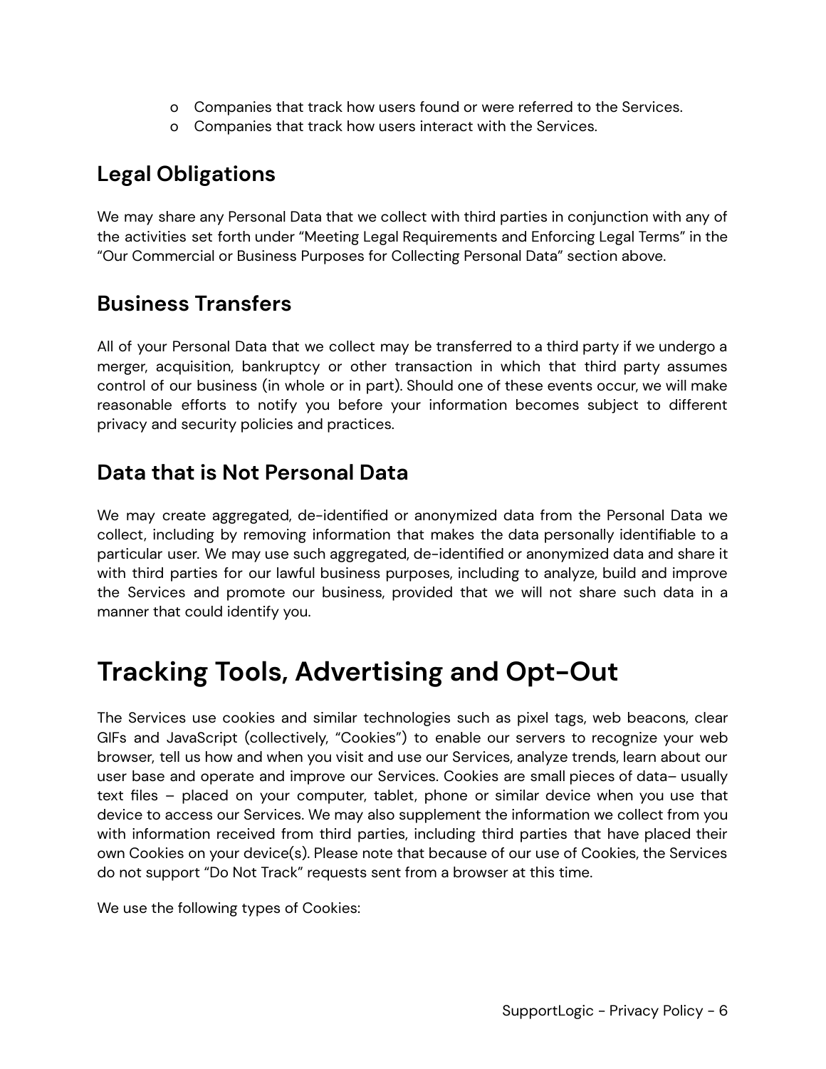- Companies that track how users found or were referred to the Services.
- Companies that track how users interact with the Services.

## Legal Obligations

We may share any Personal Data that we collect with third parties in conjunction with any of the activities set forth under "Meeting Legal Requirements and Enforcing Legal Terms" in the "Our Commercial or Business Purposes for Collecting Personal Data" section above.

## Business Transfers

All of your Personal Data that we collect may be transferred to a third party if we undergo a merger, acquisition, bankruptcy or other transaction in which that third party assumes control of our business (in whole or in part). Should one of these events occur, we will make reasonable efforts to notify you before your information becomes subject to different privacy and security policies and practices.

## Data that is Not Personal Data

We may create aggregated, de-identified or anonymized data from the Personal Data we collect, including by removing information that makes the data personally identifiable to a particular user. We may use such aggregated, de-identified or anonymized data and share it with third parties for our lawful business purposes, including to analyze, build and improve the Services and promote our business, provided that we will not share such data in a manner that could identify you.

# Tracking Tools, Advertising and Opt-Out

The Services use cookies and similar technologies such as pixel tags, web beacons, clear GIFs and JavaScript (collectively, "Cookies") to enable our servers to recognize your web browser, tell us how and when you visit and use our Services, analyze trends, learn about our user base and operate and improve our Services. Cookies are small pieces of data– usually text files – placed on your computer, tablet, phone or similar device when you use that device to access our Services. We may also supplement the information we collect from you with information received from third parties, including third parties that have placed their own Cookies on your device(s). Please note that because of our use of Cookies, the Services do not support "Do Not Track" requests sent from a browser at this time.

We use the following types of Cookies: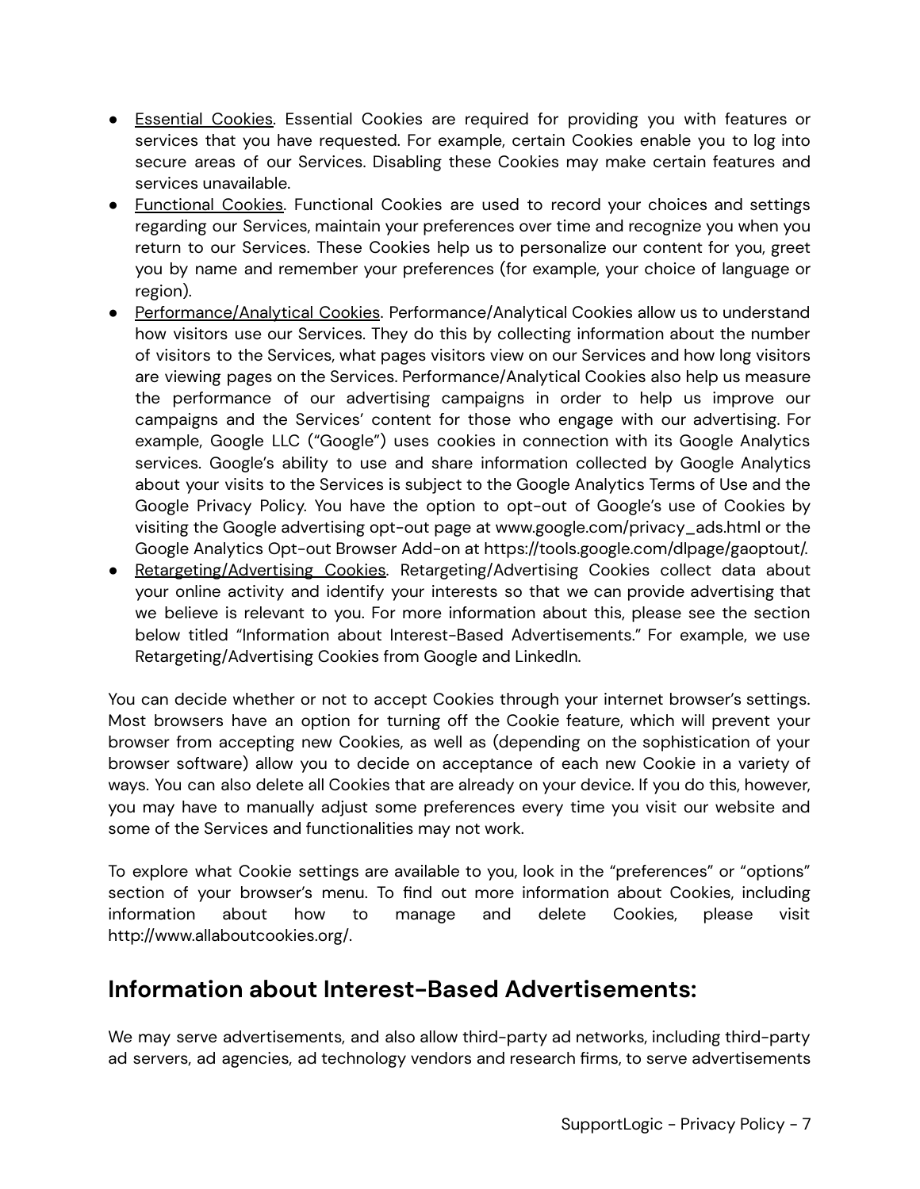- Essential Cookies. Essential Cookies are required for providing you with features or services that you have requested. For example, certain Cookies enable you to log into secure areas of our Services. Disabling these Cookies may make certain features and services unavailable.
- Functional Cookies. Functional Cookies are used to record your choices and settings regarding our Services, maintain your preferences over time and recognize you when you return to our Services. These Cookies help us to personalize our content for you, greet you by name and remember your preferences (for example, your choice of language or region).
- Performance/Analytical Cookies. Performance/Analytical Cookies allow us to understand how visitors use our Services. They do this by collecting information about the number of visitors to the Services, what pages visitors view on our Services and how long visitors are viewing pages on the Services. Performance/Analytical Cookies also help us measure the performance of our advertising campaigns in order to help us improve our campaigns and the Services' content for those who engage with our advertising. For example, Google LLC ("Google") uses cookies in connection with its Google Analytics services. Google's ability to use and share information collected by Google Analytics about your visits to the Services is subject to the Google Analytics Terms of Use and the Google Privacy Policy. You have the option to opt-out of Google's use of Cookies by visiting the Google advertising opt-out page at www.google.com/privacy_ads.html or the Google Analytics Opt-out Browser Add-on at https://tools.google.com/dlpage/gaoptout/.
- Retargeting/Advertising Cookies. Retargeting/Advertising Cookies collect data about your online activity and identify your interests so that we can provide advertising that we believe is relevant to you. For more information about this, please see the section below titled "Information about Interest-Based Advertisements." For example, we use Retargeting/Advertising Cookies from Google and LinkedIn.

You can decide whether or not to accept Cookies through your internet browser's settings. Most browsers have an option for turning off the Cookie feature, which will prevent your browser from accepting new Cookies, as well as (depending on the sophistication of your browser software) allow you to decide on acceptance of each new Cookie in a variety of ways. You can also delete all Cookies that are already on your device. If you do this, however, you may have to manually adjust some preferences every time you visit our website and some of the Services and functionalities may not work.

To explore what Cookie settings are available to you, look in the "preferences" or "options" section of your browser's menu. To find out more information about Cookies, including information about how to manage and delete Cookies, please visit http://www.allaboutcookies.org/.

## Information about Interest-Based Advertisements:

We may serve advertisements, and also allow third-party ad networks, including third-party ad servers, ad agencies, ad technology vendors and research firms, to serve advertisements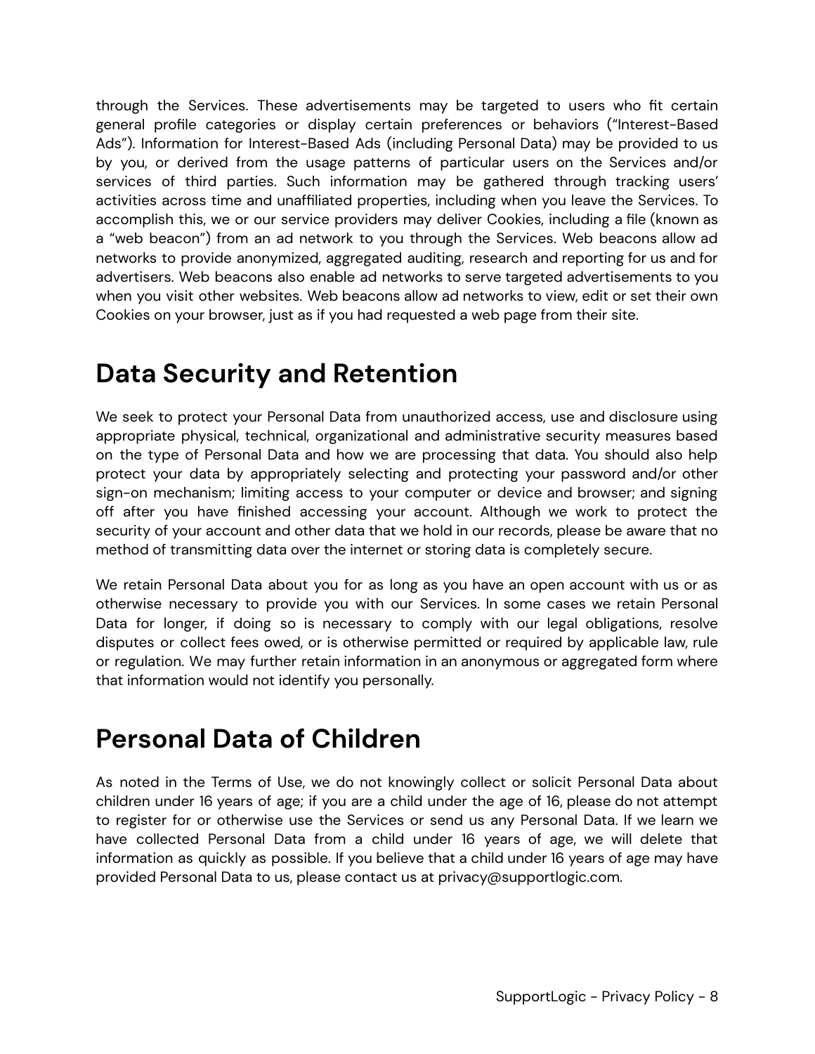through the Services. These advertisements may be targeted to users who fit certain general profile categories or display certain preferences or behaviors ("Interest-Based Ads"). Information for Interest-Based Ads (including Personal Data) may be provided to us by you, or derived from the usage patterns of particular users on the Services and/or services of third parties. Such information may be gathered through tracking users' activities across time and unaffiliated properties, including when you leave the Services. To accomplish this, we or our service providers may deliver Cookies, including a file (known as a "web beacon") from an ad network to you through the Services. Web beacons allow ad networks to provide anonymized, aggregated auditing, research and reporting for us and for advertisers. Web beacons also enable ad networks to serve targeted advertisements to you when you visit other websites. Web beacons allow ad networks to view, edit or set their own Cookies on your browser, just as if you had requested a web page from their site.

# Data Security and Retention

We seek to protect your Personal Data from unauthorized access, use and disclosure using appropriate physical, technical, organizational and administrative security measures based on the type of Personal Data and how we are processing that data. You should also help protect your data by appropriately selecting and protecting your password and/or other sign-on mechanism; limiting access to your computer or device and browser; and signing off after you have finished accessing your account. Although we work to protect the security of your account and other data that we hold in our records, please be aware that no method of transmitting data over the internet or storing data is completely secure.

We retain Personal Data about you for as long as you have an open account with us or as otherwise necessary to provide you with our Services. In some cases we retain Personal Data for longer, if doing so is necessary to comply with our legal obligations, resolve disputes or collect fees owed, or is otherwise permitted or required by applicable law, rule or regulation. We may further retain information in an anonymous or aggregated form where that information would not identify you personally.

# Personal Data of Children

As noted in the Terms of Use, we do not knowingly collect or solicit Personal Data about children under 16 years of age; if you are a child under the age of 16, please do not attempt to register for or otherwise use the Services or send us any Personal Data. If we learn we have collected Personal Data from a child under 16 years of age, we will delete that information as quickly as possible. If you believe that a child under 16 years of age may have provided Personal Data to us, please contact us at privacy@supportlogic.com.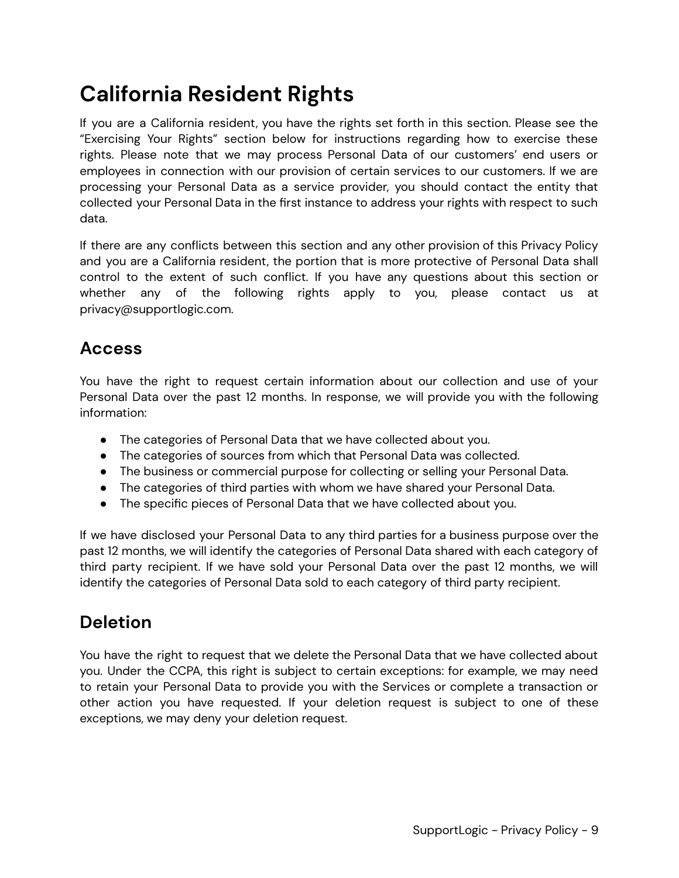# California Resident Rights

If you are a California resident, you have the rights set forth in this section. Please see the "Exercising Your Rights" section below for instructions regarding how to exercise these rights. Please note that we may process Personal Data of our customers' end users or employees in connection with our provision of certain services to our customers. If we are processing your Personal Data as a service provider, you should contact the entity that collected your Personal Data in the first instance to address your rights with respect to such data.

If there are any conflicts between this section and any other provision of this Privacy Policy and you are a California resident, the portion that is more protective of Personal Data shall control to the extent of such conflict. If you have any questions about this section or whether any of the following rights apply to you, please contact us at privacy@supportlogic.com.

## Access

You have the right to request certain information about our collection and use of your Personal Data over the past 12 months. In response, we will provide you with the following information:

- The categories of Personal Data that we have collected about you.
- The categories of sources from which that Personal Data was collected.
- The business or commercial purpose for collecting or selling your Personal Data.
- The categories of third parties with whom we have shared your Personal Data.
- The specific pieces of Personal Data that we have collected about you.

If we have disclosed your Personal Data to any third parties for a business purpose over the past 12 months, we will identify the categories of Personal Data shared with each category of third party recipient. If we have sold your Personal Data over the past 12 months, we will identify the categories of Personal Data sold to each category of third party recipient.

## Deletion

You have the right to request that we delete the Personal Data that we have collected about you. Under the CCPA, this right is subject to certain exceptions: for example, we may need to retain your Personal Data to provide you with the Services or complete a transaction or other action you have requested. If your deletion request is subject to one of these exceptions, we may deny your deletion request.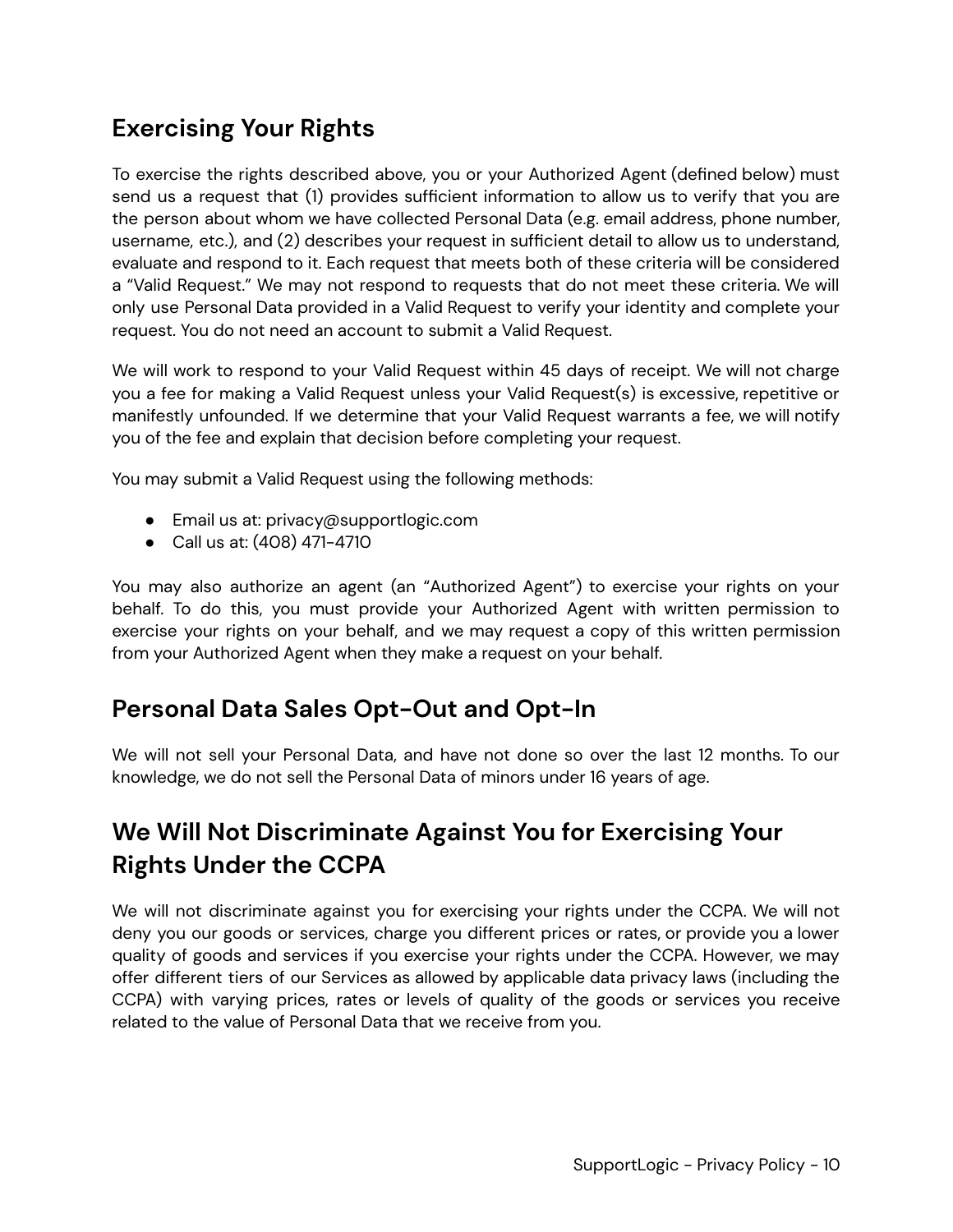## Exercising Your Rights

To exercise the rights described above, you or your Authorized Agent (defined below) must send us a request that (1) provides sufficient information to allow us to verify that you are the person about whom we have collected Personal Data (e.g. email address, phone number, username, etc.), and (2) describes your request in sufficient detail to allow us to understand, evaluate and respond to it. Each request that meets both of these criteria will be considered a "Valid Request." We may not respond to requests that do not meet these criteria. We will only use Personal Data provided in a Valid Request to verify your identity and complete your request. You do not need an account to submit a Valid Request.

We will work to respond to your Valid Request within 45 days of receipt. We will not charge you a fee for making a Valid Request unless your Valid Request(s) is excessive, repetitive or manifestly unfounded. If we determine that your Valid Request warrants a fee, we will notify you of the fee and explain that decision before completing your request.

You may submit a Valid Request using the following methods:

- Email us at: privacy@supportlogic.com
- Call us at: (408) 471-4710

You may also authorize an agent (an "Authorized Agent") to exercise your rights on your behalf. To do this, you must provide your Authorized Agent with written permission to exercise your rights on your behalf, and we may request a copy of this written permission from your Authorized Agent when they make a request on your behalf.

## Personal Data Sales Opt-Out and Opt-In

We will not sell your Personal Data, and have not done so over the last 12 months. To our knowledge, we do not sell the Personal Data of minors under 16 years of age.

## We Will Not Discriminate Against You for Exercising Your Rights Under the CCPA

We will not discriminate against you for exercising your rights under the CCPA. We will not deny you our goods or services, charge you different prices or rates, or provide you a lower quality of goods and services if you exercise your rights under the CCPA. However, we may offer different tiers of our Services as allowed by applicable data privacy laws (including the CCPA) with varying prices, rates or levels of quality of the goods or services you receive related to the value of Personal Data that we receive from you.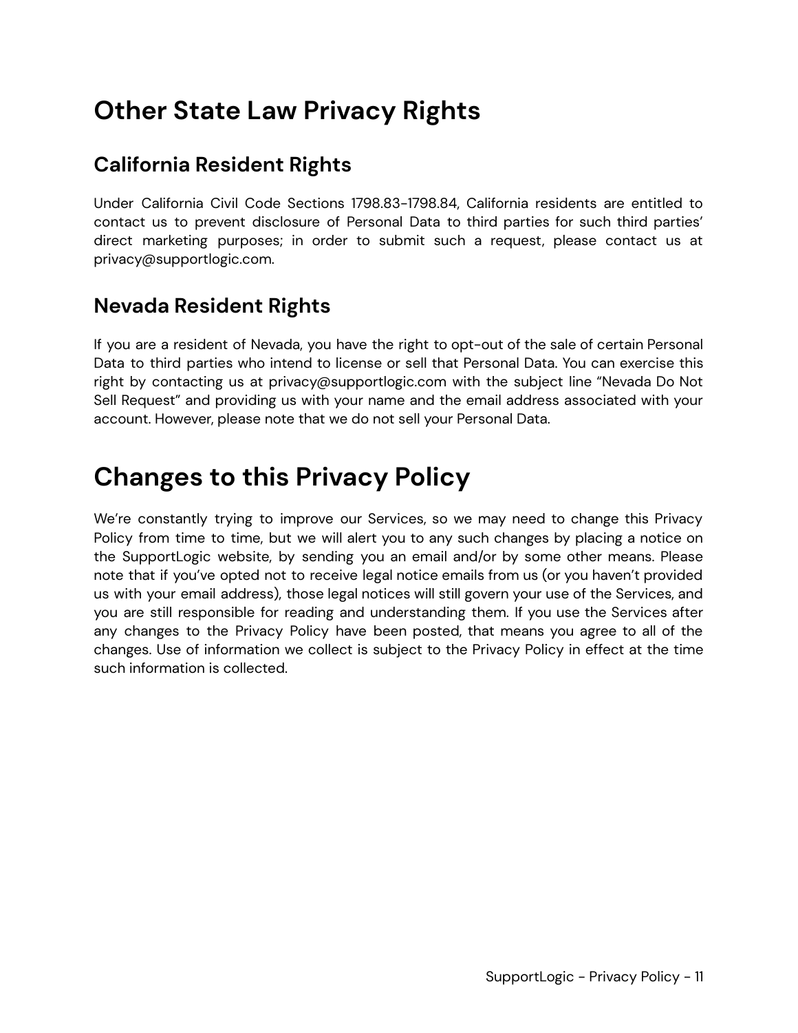# Other State Law Privacy Rights

## California Resident Rights

Under California Civil Code Sections 1798.83-1798.84, California residents are entitled to contact us to prevent disclosure of Personal Data to third parties for such third parties' direct marketing purposes; in order to submit such a request, please contact us at privacy@supportlogic.com.

## Nevada Resident Rights

If you are a resident of Nevada, you have the right to opt-out of the sale of certain Personal Data to third parties who intend to license or sell that Personal Data. You can exercise this right by contacting us at privacy@supportlogic.com with the subject line "Nevada Do Not Sell Request" and providing us with your name and the email address associated with your account. However, please note that we do not sell your Personal Data.

# Changes to this Privacy Policy

We're constantly trying to improve our Services, so we may need to change this Privacy Policy from time to time, but we will alert you to any such changes by placing a notice on the SupportLogic website, by sending you an email and/or by some other means. Please note that if you've opted not to receive legal notice emails from us (or you haven't provided us with your email address), those legal notices will still govern your use of the Services, and you are still responsible for reading and understanding them. If you use the Services after any changes to the Privacy Policy have been posted, that means you agree to all of the changes. Use of information we collect is subject to the Privacy Policy in effect at the time such information is collected.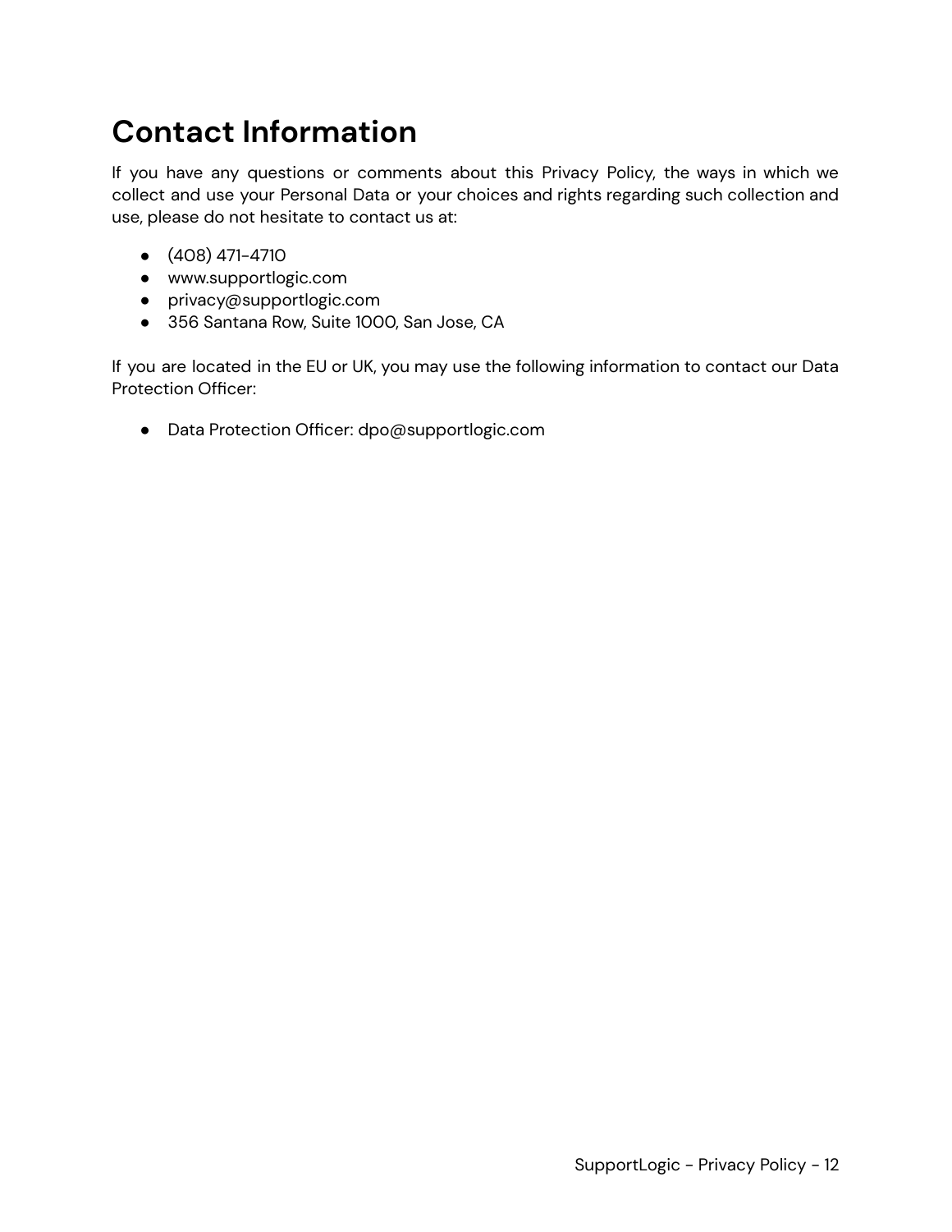# Contact Information

If you have any questions or comments about this Privacy Policy, the ways in which we collect and use your Personal Data or your choices and rights regarding such collection and use, please do not hesitate to contact us at:

- (408) 471-4710
- www.supportlogic.com
- privacy@supportlogic.com
- 356 Santana Row, Suite 1000, San Jose, CA

If you are located in the EU or UK, you may use the following information to contact our Data Protection Officer:

- Data Protection Officer: dpo@supportlogic.com